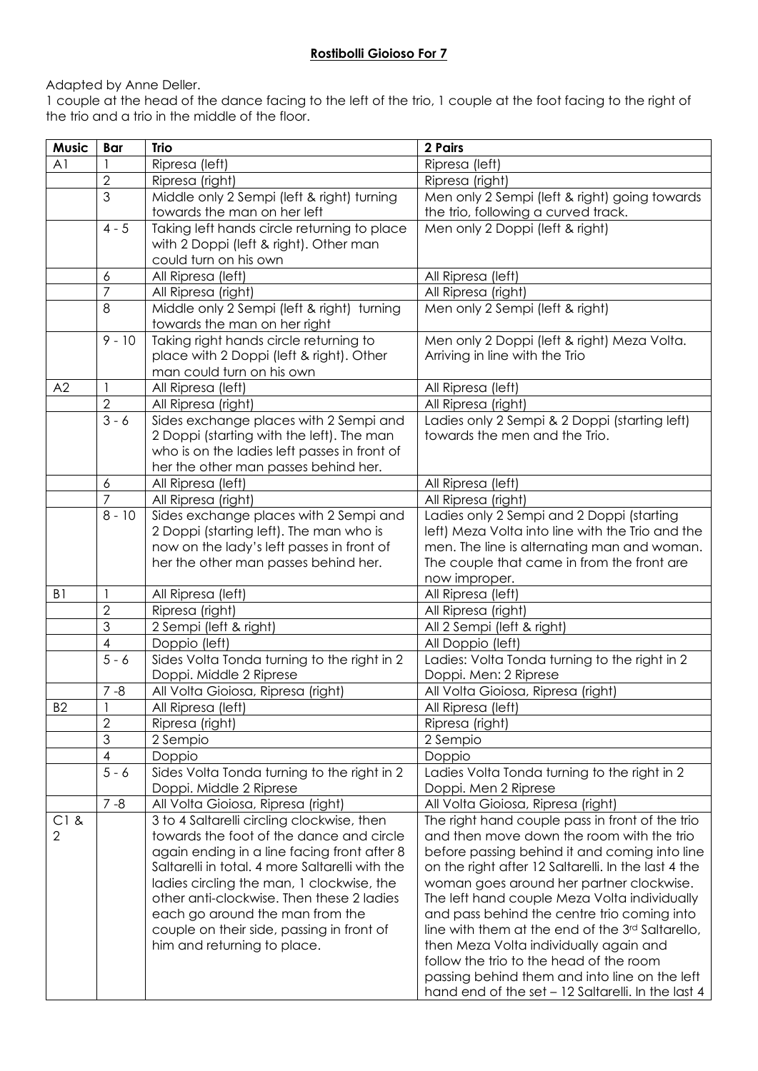**Rostibolli Gioioso For 7**

Adapted by Anne Deller.

1 couple at the head of the dance facing to the left of the trio, 1 couple at the foot facing to the right of the trio and a trio in the middle of the floor.

| Music | Bar | Trio | 2 Pairs |
|---|---|---|---|
| A1 | 1 | Ripresa (left) | Ripresa (left) |
| | 2 | Ripresa (right) | Ripresa (right) |
| | 3 | Middle only 2 Sempi (left & right) turning towards the man on her left | Men only 2 Sempi (left & right) going towards the trio, following a curved track. |
| | 4 - 5 | Taking left hands circle returning to place with 2 Doppi (left & right). Other man could turn on his own | Men only 2 Doppi (left & right) |
| | 6 | All Ripresa (left) | All Ripresa (left) |
| | 7 | All Ripresa (right) | All Ripresa (right) |
| | 8 | Middle only 2 Sempi (left & right) turning towards the man on her right | Men only 2 Sempi (left & right) |
| | 9 - 10 | Taking right hands circle returning to place with 2 Doppi (left & right). Other man could turn on his own | Men only 2 Doppi (left & right) Meza Volta. Arriving in line with the Trio |
| A2 | 1 | All Ripresa (left) | All Ripresa (left) |
| | 2 | All Ripresa (right) | All Ripresa (right) |
| | 3 - 6 | Sides exchange places with 2 Sempi and 2 Doppi (starting with the left). The man who is on the ladies left passes in front of her the other man passes behind her. | Ladies only 2 Sempi & 2 Doppi (starting left) towards the men and the Trio. |
| | 6 | All Ripresa (left) | All Ripresa (left) |
| | 7 | All Ripresa (right) | All Ripresa (right) |
| | 8 - 10 | Sides exchange places with 2 Sempi and 2 Doppi (starting left). The man who is now on the lady's left passes in front of her the other man passes behind her. | Ladies only 2 Sempi and 2 Doppi (starting left) Meza Volta into line with the Trio and the men. The line is alternating man and woman. The couple that came in from the front are now improper. |
| B1 | 1 | All Ripresa (left) | All Ripresa (left) |
| | 2 | Ripresa (right) | All Ripresa (right) |
| | 3 | 2 Sempi (left & right) | All 2 Sempi (left & right) |
| | 4 | Doppio (left) | All Doppio (left) |
| | 5 - 6 | Sides Volta Tonda turning to the right in 2 Doppi. Middle 2 Riprese | Ladies: Volta Tonda turning to the right in 2 Doppi. Men: 2 Riprese |
| | 7 -8 | All Volta Gioiosa, Ripresa (right) | All Volta Gioiosa, Ripresa (right) |
| B2 | 1 | All Ripresa (left) | All Ripresa (left) |
| | 2 | Ripresa (right) | Ripresa (right) |
| | 3 | 2 Sempio | 2 Sempio |
| | 4 | Doppio | Doppio |
| | 5 - 6 | Sides Volta Tonda turning to the right in 2 Doppi. Middle 2 Riprese | Ladies Volta Tonda turning to the right in 2 Doppi. Men 2 Riprese |
| | 7 -8 | All Volta Gioiosa, Ripresa (right) | All Volta Gioiosa, Ripresa (right) |
| C1 & 2 | | 3 to 4 Saltarelli circling clockwise, then towards the foot of the dance and circle again ending in a line facing front after 8 Saltarelli in total. 4 more Saltarelli with the ladies circling the man, 1 clockwise, the other anti-clockwise. Then these 2 ladies each go around the man from the couple on their side, passing in front of him and returning to place. | The right hand couple pass in front of the trio and then move down the room with the trio before passing behind it and coming into line on the right after 12 Saltarelli. In the last 4 the woman goes around her partner clockwise. The left hand couple Meza Volta individually and pass behind the centre trio coming into line with them at the end of the 3rd Saltarello, then Meza Volta individually again and follow the trio to the head of the room passing behind them and into line on the left hand end of the set – 12 Saltarelli. In the last 4 |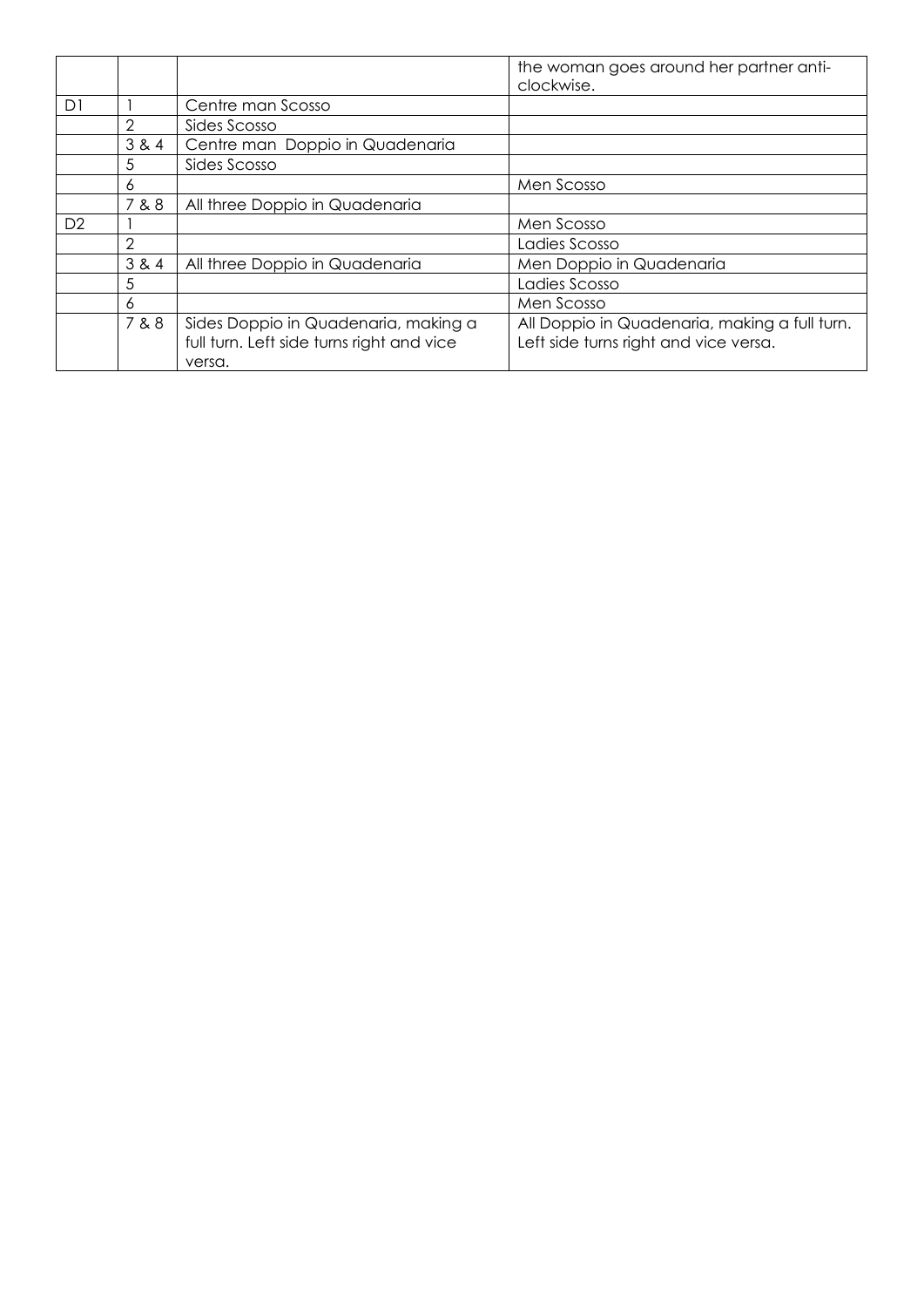| | | | |
|---|---|---|---|
| | | | the woman goes around her partner anti-clockwise. |
| D1 | 1 | Centre man Scosso | |
| | 2 | Sides Scosso | |
| | 3 & 4 | Centre man Doppio in Quadenaria | |
| | 5 | Sides Scosso | |
| | 6 | | Men Scosso |
| | 7 & 8 | All three Doppio in Quadenaria | |
| D2 | 1 | | Men Scosso |
| | 2 | | Ladies Scosso |
| | 3 & 4 | All three Doppio in Quadenaria | Men Doppio in Quadenaria |
| | 5 | | Ladies Scosso |
| | 6 | | Men Scosso |
| | 7 & 8 | Sides Doppio in Quadenaria, making a full turn. Left side turns right and vice versa. | All Doppio in Quadenaria, making a full turn. Left side turns right and vice versa. |